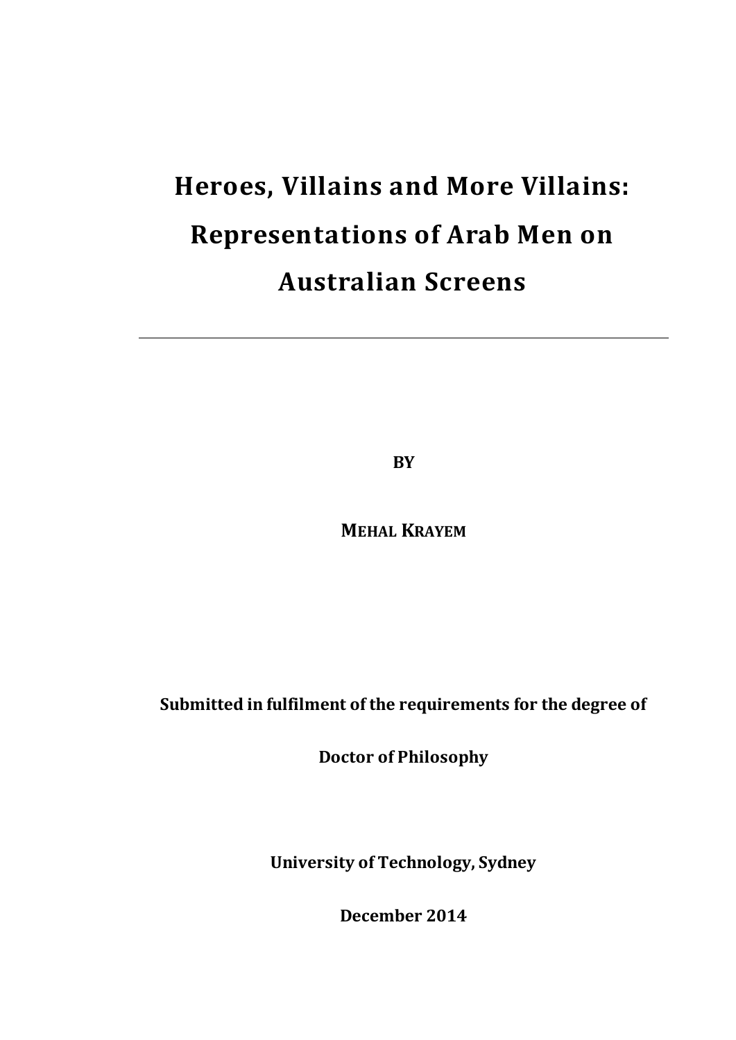# Heroes, Villains and More Villains: Representations of Arab Men on Australian Screens

---

**BY**

**MEHAL KRAYEM**

**Submitted in fulfilment of the requirements for the degree of**

**Doctor of Philosophy**

**University of Technology, Sydney**

**December 2014**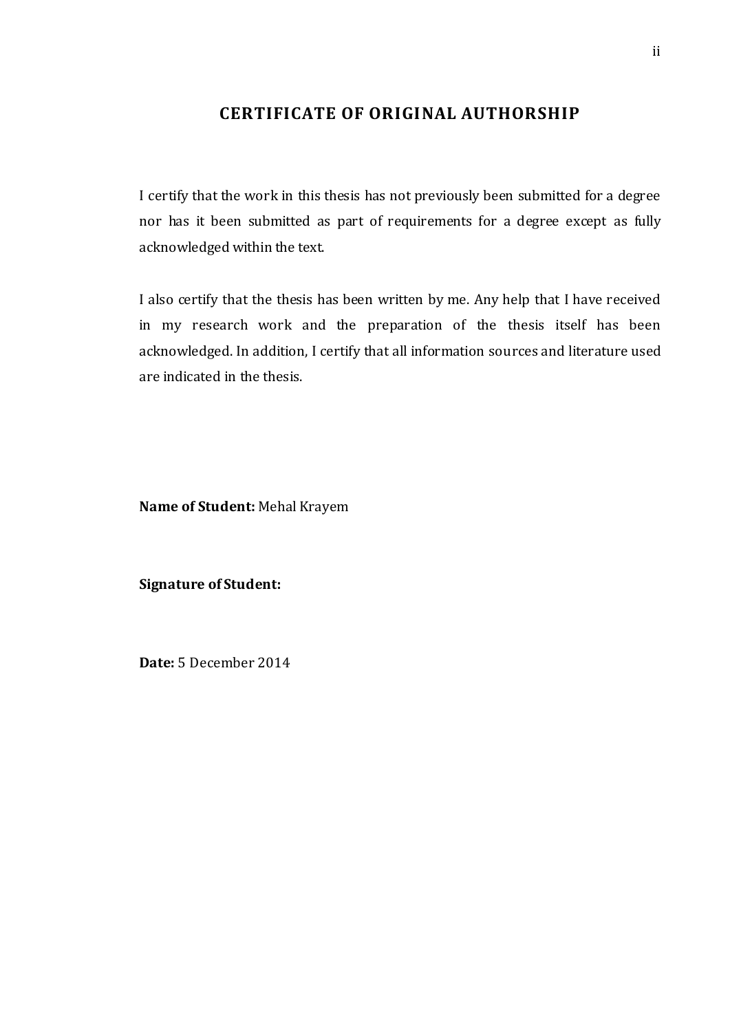# CERTIFICATE OF ORIGINAL AUTHORSHIP

I certify that the work in this thesis has not previously been submitted for a degree nor has it been submitted as part of requirements for a degree except as fully acknowledged within the text.

I also certify that the thesis has been written by me. Any help that I have received in my research work and the preparation of the thesis itself has been acknowledged. In addition, I certify that all information sources and literature used are indicated in the thesis.

**Name of Student:** Mehal Krayem

**Signature of Student:**

**Date:** 5 December 2014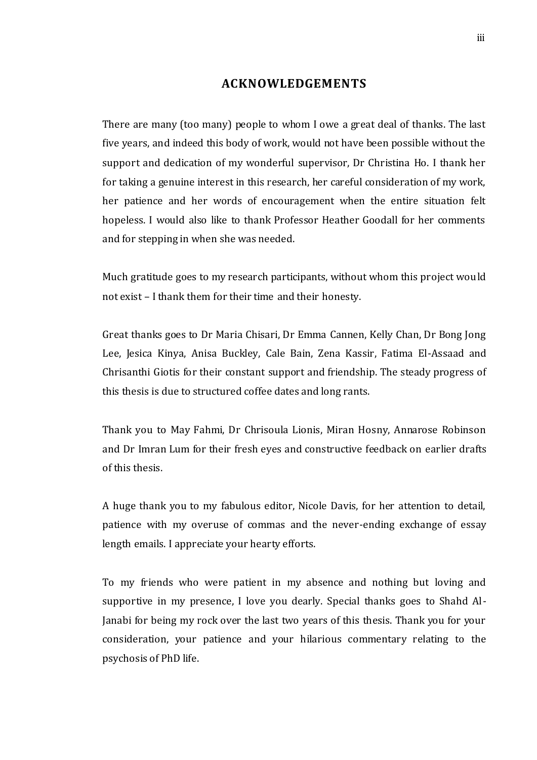# ACKNOWLEDGEMENTS

There are many (too many) people to whom I owe a great deal of thanks. The last five years, and indeed this body of work, would not have been possible without the support and dedication of my wonderful supervisor, Dr Christina Ho. I thank her for taking a genuine interest in this research, her careful consideration of my work, her patience and her words of encouragement when the entire situation felt hopeless. I would also like to thank Professor Heather Goodall for her comments and for stepping in when she was needed.

Much gratitude goes to my research participants, without whom this project would not exist – I thank them for their time and their honesty.

Great thanks goes to Dr Maria Chisari, Dr Emma Cannen, Kelly Chan, Dr Bong Jong Lee, Jesica Kinya, Anisa Buckley, Cale Bain, Zena Kassir, Fatima El-Assaad and Chrisanthi Giotis for their constant support and friendship. The steady progress of this thesis is due to structured coffee dates and long rants.

Thank you to May Fahmi, Dr Chrisoula Lionis, Miran Hosny, Annarose Robinson and Dr Imran Lum for their fresh eyes and constructive feedback on earlier drafts of this thesis.

A huge thank you to my fabulous editor, Nicole Davis, for her attention to detail, patience with my overuse of commas and the never-ending exchange of essay length emails. I appreciate your hearty efforts.

To my friends who were patient in my absence and nothing but loving and supportive in my presence, I love you dearly. Special thanks goes to Shahd Al-Janabi for being my rock over the last two years of this thesis. Thank you for your consideration, your patience and your hilarious commentary relating to the psychosis of PhD life.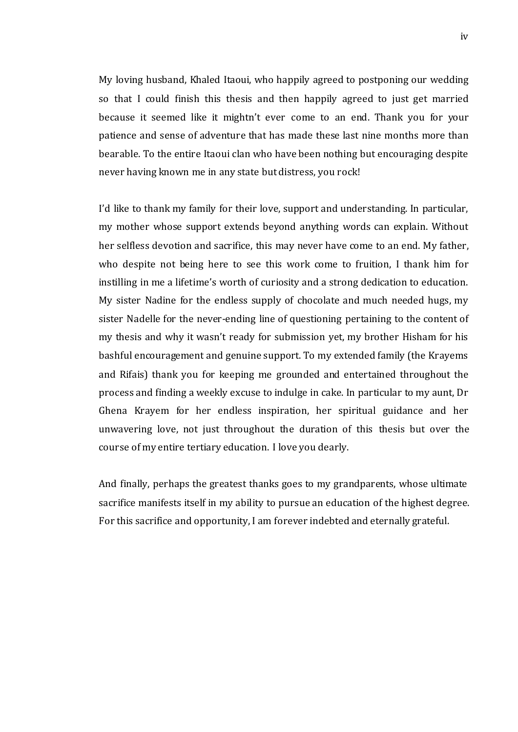My loving husband, Khaled Itaoui, who happily agreed to postponing our wedding so that I could finish this thesis and then happily agreed to just get married because it seemed like it mightn't ever come to an end. Thank you for your patience and sense of adventure that has made these last nine months more than bearable. To the entire Itaoui clan who have been nothing but encouraging despite never having known me in any state but distress, you rock!

I'd like to thank my family for their love, support and understanding. In particular, my mother whose support extends beyond anything words can explain. Without her selfless devotion and sacrifice, this may never have come to an end. My father, who despite not being here to see this work come to fruition, I thank him for instilling in me a lifetime's worth of curiosity and a strong dedication to education. My sister Nadine for the endless supply of chocolate and much needed hugs, my sister Nadelle for the never-ending line of questioning pertaining to the content of my thesis and why it wasn't ready for submission yet, my brother Hisham for his bashful encouragement and genuine support. To my extended family (the Krayems and Rifais) thank you for keeping me grounded and entertained throughout the process and finding a weekly excuse to indulge in cake. In particular to my aunt, Dr Ghena Krayem for her endless inspiration, her spiritual guidance and her unwavering love, not just throughout the duration of this thesis but over the course of my entire tertiary education. I love you dearly.

And finally, perhaps the greatest thanks goes to my grandparents, whose ultimate sacrifice manifests itself in my ability to pursue an education of the highest degree. For this sacrifice and opportunity, I am forever indebted and eternally grateful.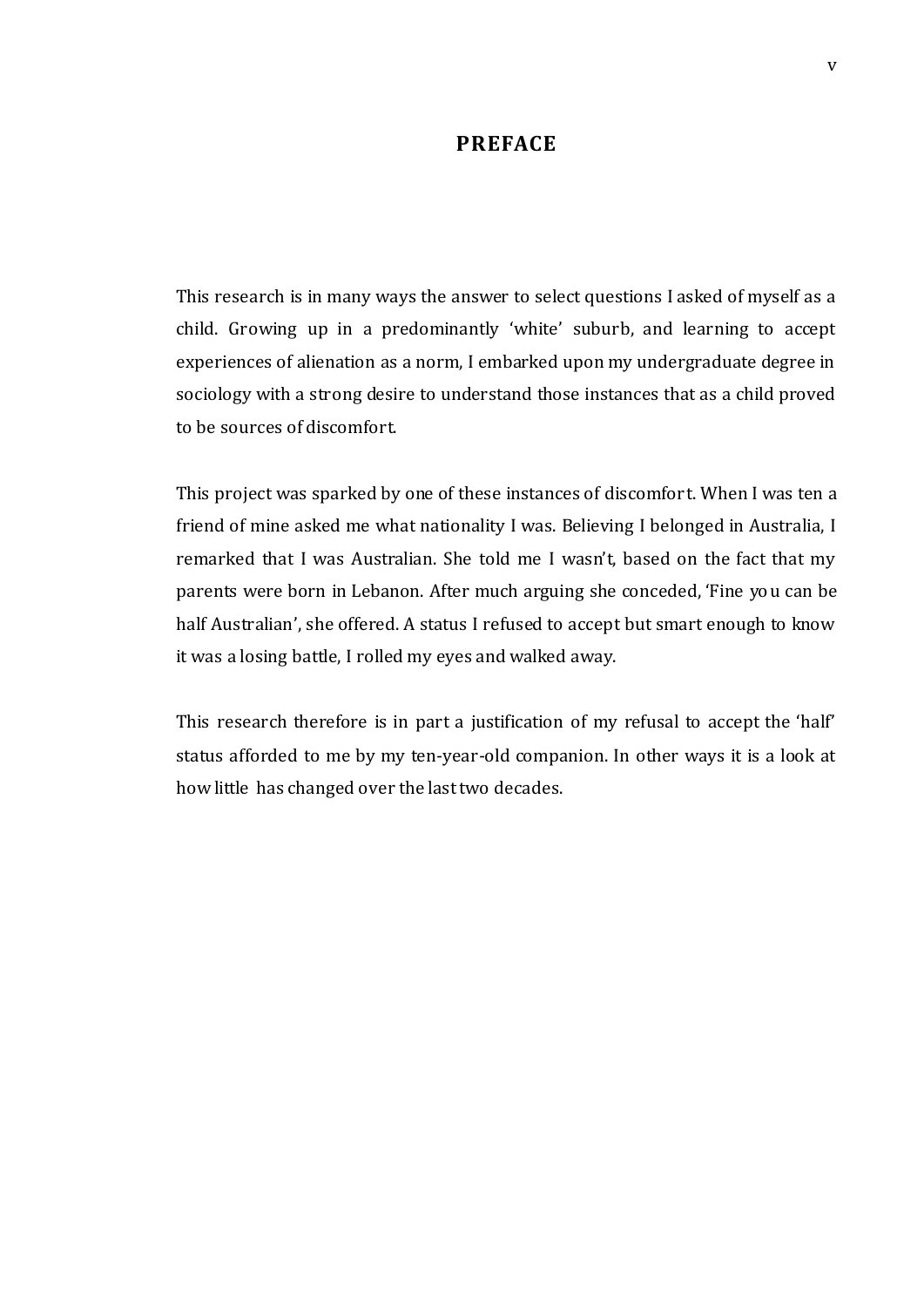# PREFACE

This research is in many ways the answer to select questions I asked of myself as a child. Growing up in a predominantly 'white' suburb, and learning to accept experiences of alienation as a norm, I embarked upon my undergraduate degree in sociology with a strong desire to understand those instances that as a child proved to be sources of discomfort.

This project was sparked by one of these instances of discomfort. When I was ten a friend of mine asked me what nationality I was. Believing I belonged in Australia, I remarked that I was Australian. She told me I wasn't, based on the fact that my parents were born in Lebanon. After much arguing she conceded, 'Fine you can be half Australian', she offered. A status I refused to accept but smart enough to know it was a losing battle, I rolled my eyes and walked away.

This research therefore is in part a justification of my refusal to accept the 'half' status afforded to me by my ten-year-old companion. In other ways it is a look at how little has changed over the last two decades.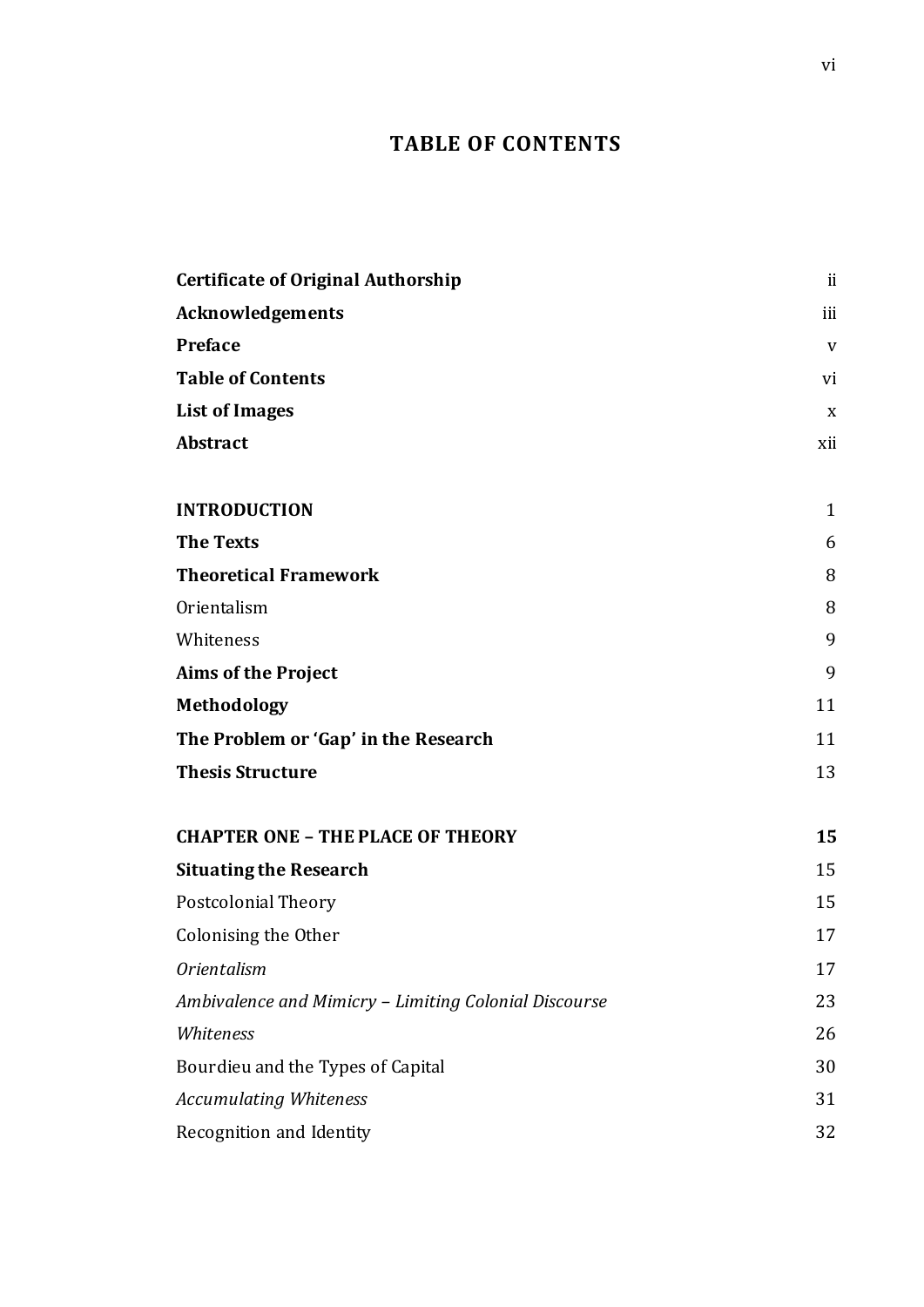# TABLE OF CONTENTS

| | |
|---|---|
| **Certificate of Original Authorship** | ii |
| **Acknowledgements** | iii |
| **Preface** | v |
| **Table of Contents** | vi |
| **List of Images** | x |
| **Abstract** | xii |
| | |
| **INTRODUCTION** | 1 |
| **The Texts** | 6 |
| **Theoretical Framework** | 8 |
| Orientalism | 8 |
| Whiteness | 9 |
| **Aims of the Project** | 9 |
| **Methodology** | 11 |
| **The Problem or 'Gap' in the Research** | 11 |
| **Thesis Structure** | 13 |
| | |
| **CHAPTER ONE – THE PLACE OF THEORY** | **15** |
| **Situating the Research** | 15 |
| Postcolonial Theory | 15 |
| Colonising the Other | 17 |
| *Orientalism* | 17 |
| *Ambivalence and Mimicry – Limiting Colonial Discourse* | 23 |
| *Whiteness* | 26 |
| Bourdieu and the Types of Capital | 30 |
| *Accumulating Whiteness* | 31 |
| Recognition and Identity | 32 |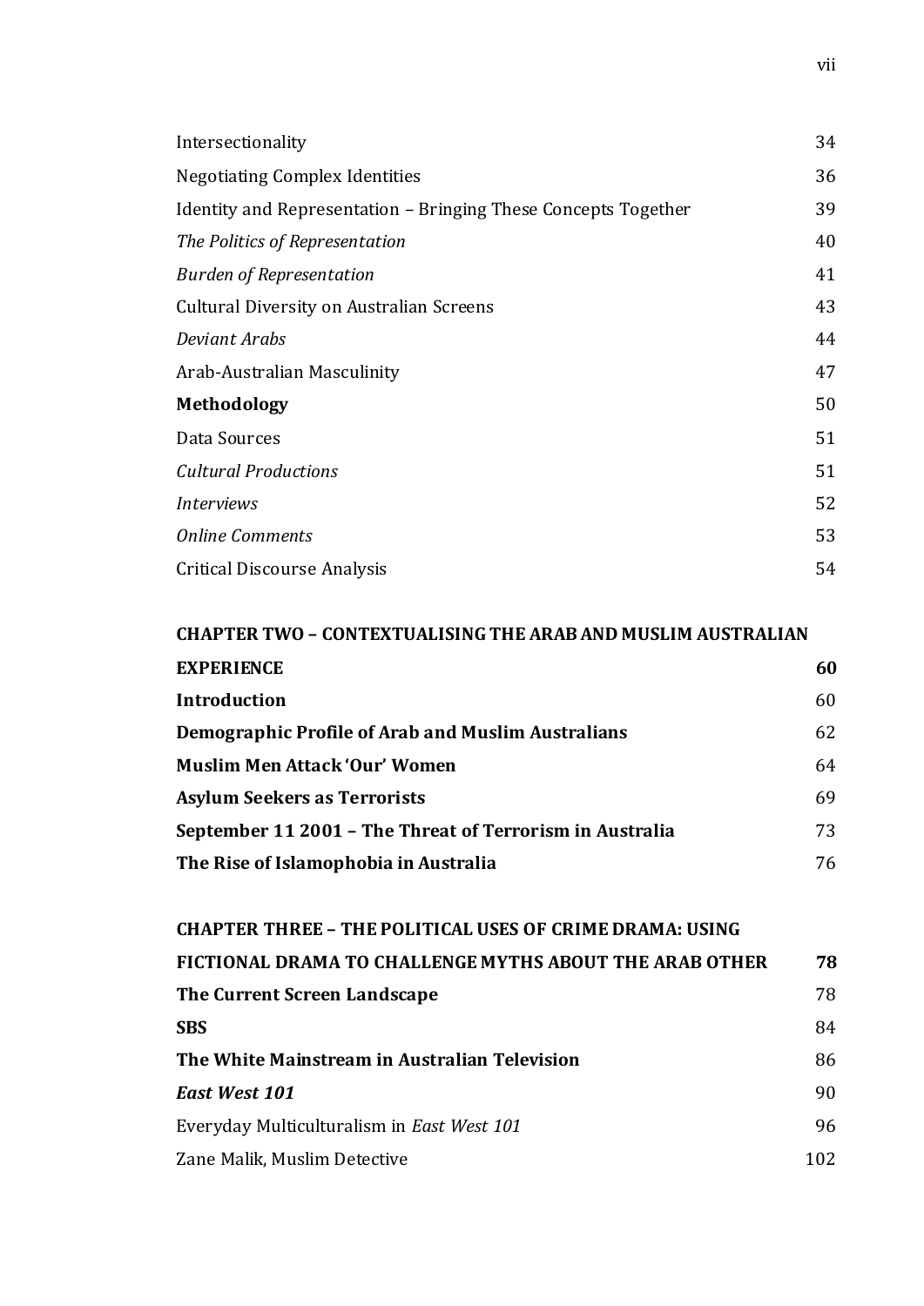Intersectionality 34

Negotiating Complex Identities 36

Identity and Representation – Bringing These Concepts Together 39

*The Politics of Representation* 40

*Burden of Representation* 41

Cultural Diversity on Australian Screens 43

*Deviant Arabs* 44

Arab-Australian Masculinity 47

**Methodology** 50

Data Sources 51

*Cultural Productions* 51

*Interviews* 52

*Online Comments* 53

Critical Discourse Analysis 54

**CHAPTER TWO – CONTEXTUALISING THE ARAB AND MUSLIM AUSTRALIAN EXPERIENCE** **60**

**Introduction** 60

**Demographic Profile of Arab and Muslim Australians** 62

**Muslim Men Attack 'Our' Women** 64

**Asylum Seekers as Terrorists** 69

**September 11 2001 – The Threat of Terrorism in Australia** 73

**The Rise of Islamophobia in Australia** 76

**CHAPTER THREE – THE POLITICAL USES OF CRIME DRAMA: USING FICTIONAL DRAMA TO CHALLENGE MYTHS ABOUT THE ARAB OTHER** **78**

**The Current Screen Landscape** 78

**SBS** 84

**The White Mainstream in Australian Television** 86

***East West 101*** 90

Everyday Multiculturalism in *East West 101* 96

Zane Malik, Muslim Detective 102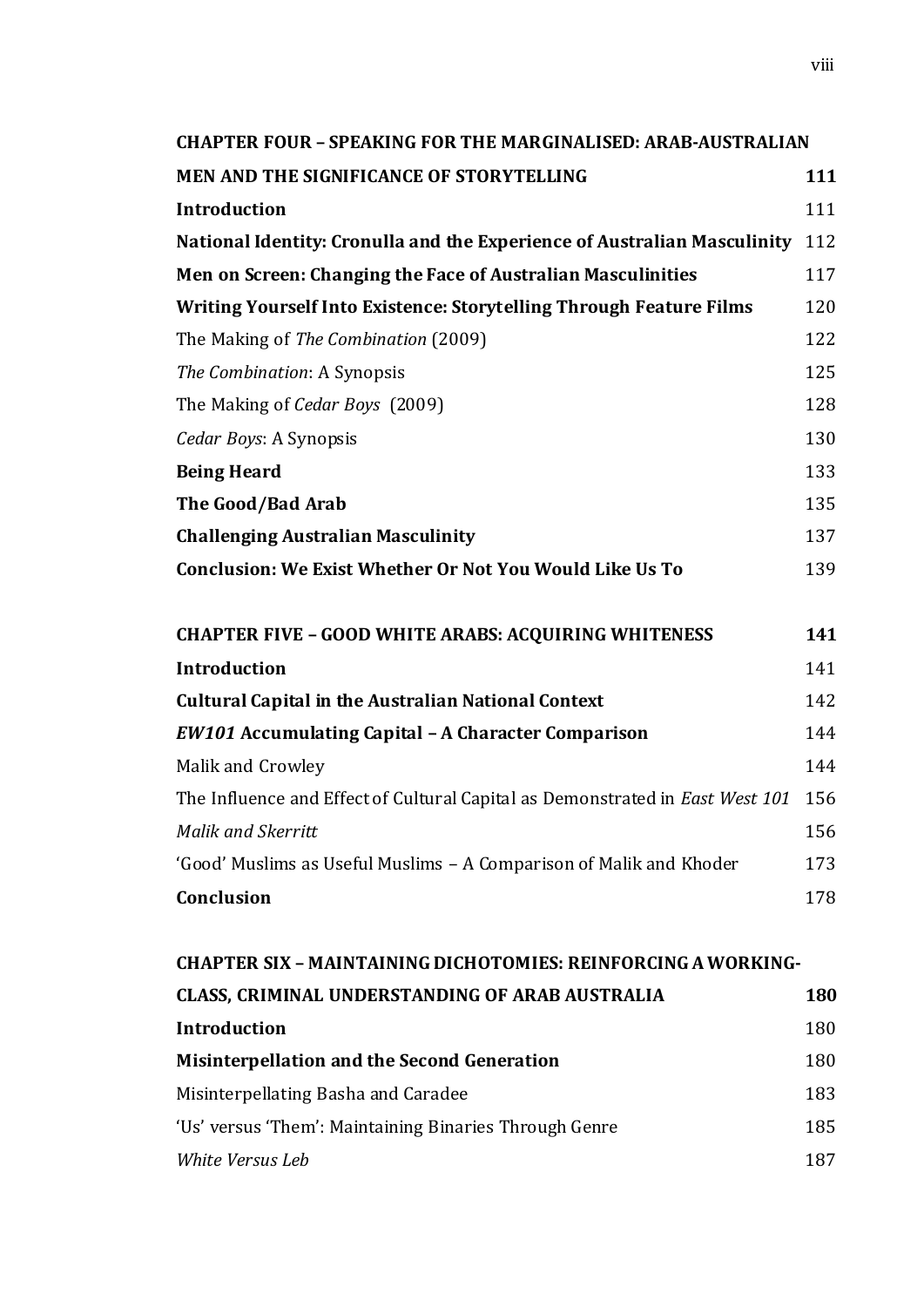| | |
|---|---|
| **CHAPTER FOUR – SPEAKING FOR THE MARGINALISED: ARAB-AUSTRALIAN MEN AND THE SIGNIFICANCE OF STORYTELLING** | **111** |
| **Introduction** | 111 |
| **National Identity: Cronulla and the Experience of Australian Masculinity** | 112 |
| **Men on Screen: Changing the Face of Australian Masculinities** | 117 |
| **Writing Yourself Into Existence: Storytelling Through Feature Films** | 120 |
| The Making of *The Combination* (2009) | 122 |
| *The Combination*: A Synopsis | 125 |
| The Making of *Cedar Boys* (2009) | 128 |
| *Cedar Boys*: A Synopsis | 130 |
| **Being Heard** | 133 |
| **The Good/Bad Arab** | 135 |
| **Challenging Australian Masculinity** | 137 |
| **Conclusion: We Exist Whether Or Not You Would Like Us To** | 139 |
| | |
| **CHAPTER FIVE – GOOD WHITE ARABS: ACQUIRING WHITENESS** | **141** |
| **Introduction** | 141 |
| **Cultural Capital in the Australian National Context** | 142 |
| ***EW101* Accumulating Capital – A Character Comparison** | 144 |
| Malik and Crowley | 144 |
| The Influence and Effect of Cultural Capital as Demonstrated in *East West 101* | 156 |
| *Malik and Skerritt* | 156 |
| 'Good' Muslims as Useful Muslims – A Comparison of Malik and Khoder | 173 |
| **Conclusion** | 178 |
| | |
| **CHAPTER SIX – MAINTAINING DICHOTOMIES: REINFORCING A WORKING-CLASS, CRIMINAL UNDERSTANDING OF ARAB AUSTRALIA** | **180** |
| **Introduction** | 180 |
| **Misinterpellation and the Second Generation** | 180 |
| Misinterpellating Basha and Caradee | 183 |
| 'Us' versus 'Them': Maintaining Binaries Through Genre | 185 |
| *White Versus Leb* | 187 |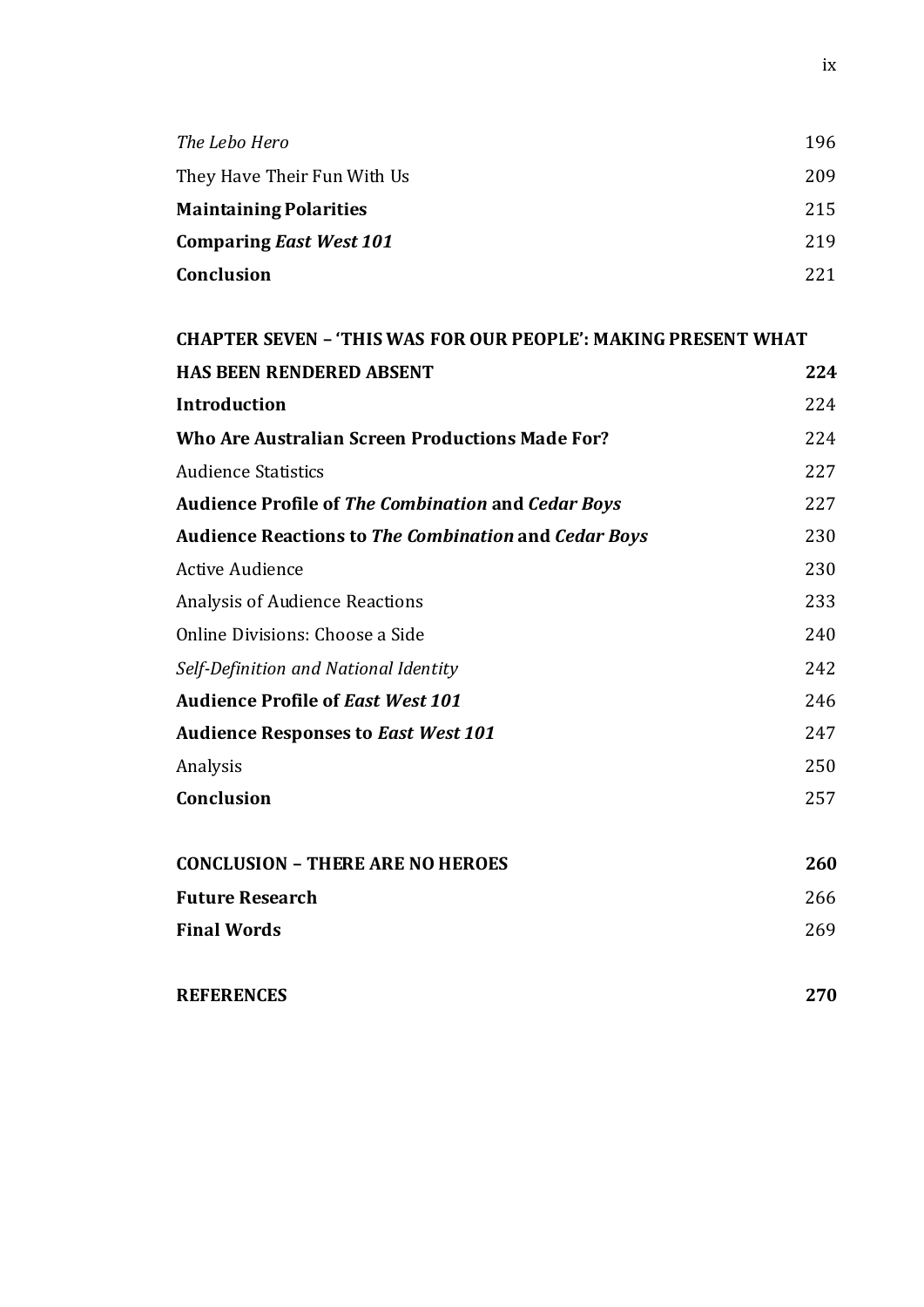| | |
|---|---|
| *The Lebo Hero* | 196 |
| They Have Their Fun With Us | 209 |
| **Maintaining Polarities** | 215 |
| **Comparing *East West 101*** | 219 |
| **Conclusion** | 221 |
| | |
| **CHAPTER SEVEN – 'THIS WAS FOR OUR PEOPLE': MAKING PRESENT WHAT HAS BEEN RENDERED ABSENT** | **224** |
| **Introduction** | 224 |
| **Who Are Australian Screen Productions Made For?** | 224 |
| Audience Statistics | 227 |
| **Audience Profile of *The Combination* and *Cedar Boys*** | 227 |
| **Audience Reactions to *The Combination* and *Cedar Boys*** | 230 |
| Active Audience | 230 |
| Analysis of Audience Reactions | 233 |
| Online Divisions: Choose a Side | 240 |
| *Self-Definition and National Identity* | 242 |
| **Audience Profile of *East West 101*** | 246 |
| **Audience Responses to *East West 101*** | 247 |
| Analysis | 250 |
| **Conclusion** | 257 |
| | |
| **CONCLUSION – THERE ARE NO HEROES** | **260** |
| **Future Research** | 266 |
| **Final Words** | 269 |
| | |
| **REFERENCES** | **270** |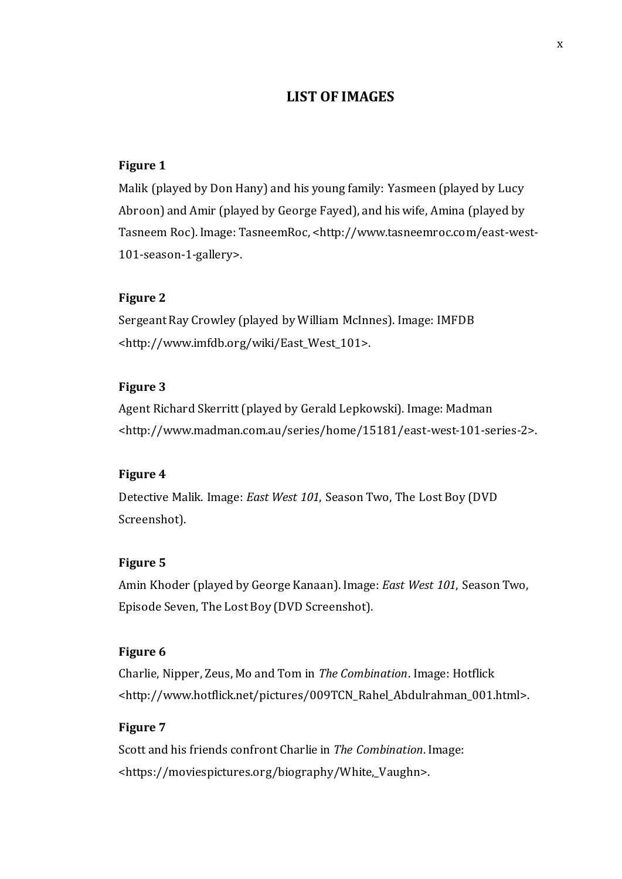# LIST OF IMAGES

**Figure 1**

Malik (played by Don Hany) and his young family: Yasmeen (played by Lucy Abroon) and Amir (played by George Fayed), and his wife, Amina (played by Tasneem Roc). Image: TasneemRoc, <http://www.tasneemroc.com/east-west-101-season-1-gallery>.

**Figure 2**

Sergeant Ray Crowley (played by William McInnes). Image: IMFDB <http://www.imfdb.org/wiki/East_West_101>.

**Figure 3**

Agent Richard Skerritt (played by Gerald Lepkowski). Image: Madman <http://www.madman.com.au/series/home/15181/east-west-101-series-2>.

**Figure 4**

Detective Malik. Image: *East West 101*, Season Two, The Lost Boy (DVD Screenshot).

**Figure 5**

Amin Khoder (played by George Kanaan). Image: *East West 101*, Season Two, Episode Seven, The Lost Boy (DVD Screenshot).

**Figure 6**

Charlie, Nipper, Zeus, Mo and Tom in *The Combination*. Image: Hotflick <http://www.hotflick.net/pictures/009TCN_Rahel_Abdulrahman_001.html>.

**Figure 7**

Scott and his friends confront Charlie in *The Combination*. Image: <https://moviespictures.org/biography/White,_Vaughn>.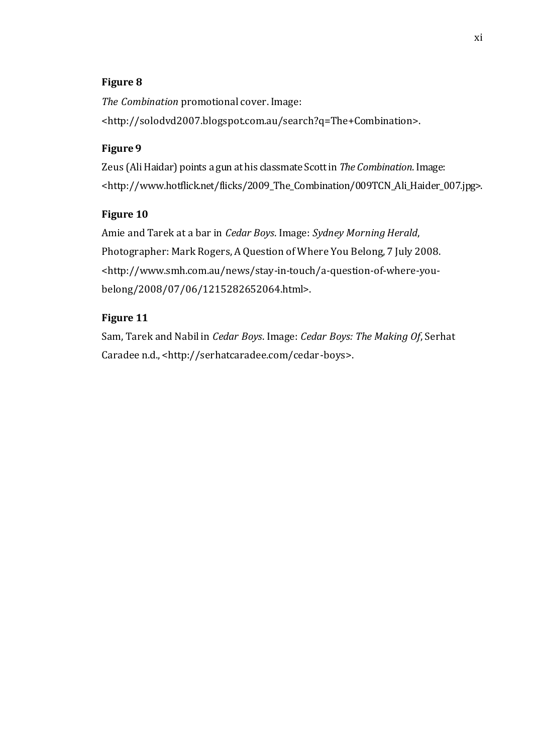**Figure 8**

*The Combination* promotional cover. Image: <http://solodvd2007.blogspot.com.au/search?q=The+Combination>.

**Figure 9**

Zeus (Ali Haidar) points a gun at his classmate Scott in *The Combination*. Image: <http://www.hotflick.net/flicks/2009_The_Combination/009TCN_Ali_Haider_007.jpg>.

**Figure 10**

Amie and Tarek at a bar in *Cedar Boys*. Image: *Sydney Morning Herald*, Photographer: Mark Rogers, A Question of Where You Belong, 7 July 2008. <http://www.smh.com.au/news/stay-in-touch/a-question-of-where-you-belong/2008/07/06/1215282652064.html>.

**Figure 11**

Sam, Tarek and Nabil in *Cedar Boys*. Image: *Cedar Boys: The Making Of*, Serhat Caradee n.d., <http://serhatcaradee.com/cedar-boys>.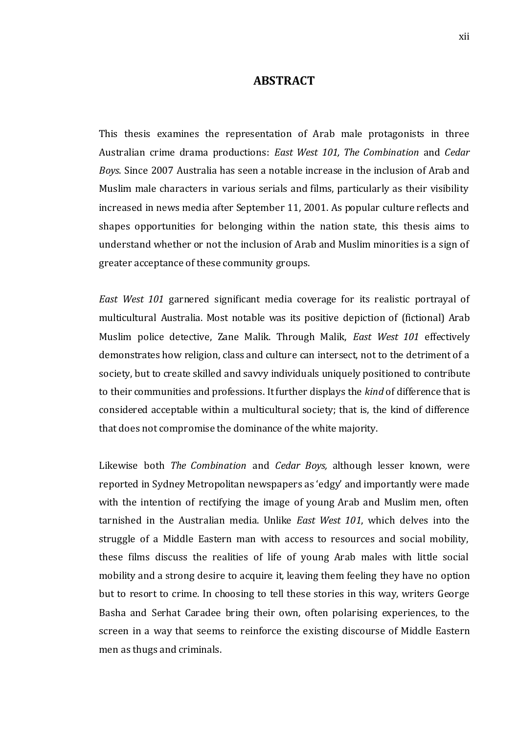# ABSTRACT

This thesis examines the representation of Arab male protagonists in three Australian crime drama productions: *East West 101, The Combination* and *Cedar Boys*. Since 2007 Australia has seen a notable increase in the inclusion of Arab and Muslim male characters in various serials and films, particularly as their visibility increased in news media after September 11, 2001. As popular culture reflects and shapes opportunities for belonging within the nation state, this thesis aims to understand whether or not the inclusion of Arab and Muslim minorities is a sign of greater acceptance of these community groups.

*East West 101* garnered significant media coverage for its realistic portrayal of multicultural Australia. Most notable was its positive depiction of (fictional) Arab Muslim police detective, Zane Malik. Through Malik, *East West 101* effectively demonstrates how religion, class and culture can intersect, not to the detriment of a society, but to create skilled and savvy individuals uniquely positioned to contribute to their communities and professions. It further displays the *kind* of difference that is considered acceptable within a multicultural society; that is, the kind of difference that does not compromise the dominance of the white majority.

Likewise both *The Combination* and *Cedar Boys,* although lesser known, were reported in Sydney Metropolitan newspapers as 'edgy' and importantly were made with the intention of rectifying the image of young Arab and Muslim men, often tarnished in the Australian media. Unlike *East West 101*, which delves into the struggle of a Middle Eastern man with access to resources and social mobility, these films discuss the realities of life of young Arab males with little social mobility and a strong desire to acquire it, leaving them feeling they have no option but to resort to crime. In choosing to tell these stories in this way, writers George Basha and Serhat Caradee bring their own, often polarising experiences, to the screen in a way that seems to reinforce the existing discourse of Middle Eastern men as thugs and criminals.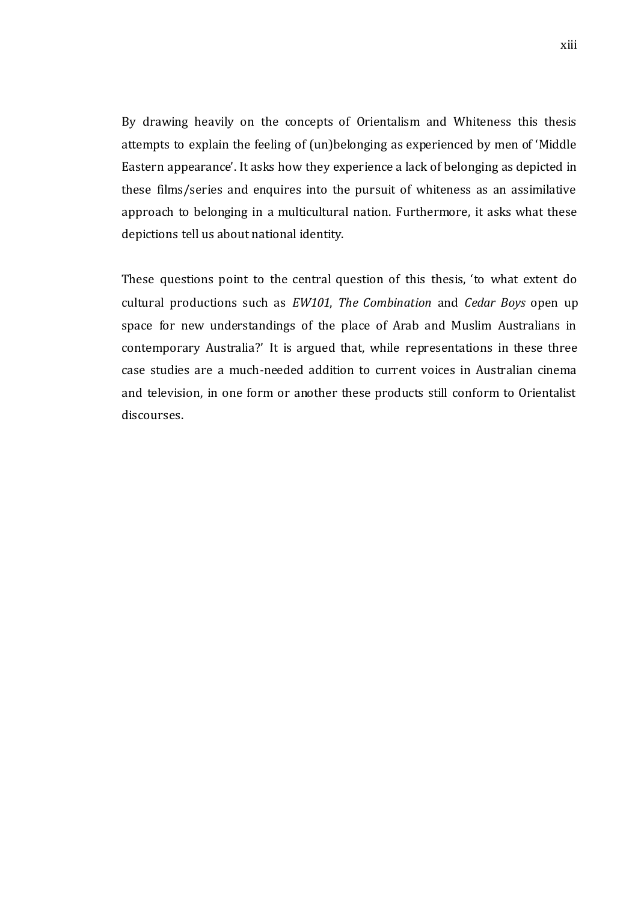By drawing heavily on the concepts of Orientalism and Whiteness this thesis attempts to explain the feeling of (un)belonging as experienced by men of 'Middle Eastern appearance'. It asks how they experience a lack of belonging as depicted in these films/series and enquires into the pursuit of whiteness as an assimilative approach to belonging in a multicultural nation. Furthermore, it asks what these depictions tell us about national identity.

These questions point to the central question of this thesis, 'to what extent do cultural productions such as *EW101*, *The Combination* and *Cedar Boys* open up space for new understandings of the place of Arab and Muslim Australians in contemporary Australia?' It is argued that, while representations in these three case studies are a much-needed addition to current voices in Australian cinema and television, in one form or another these products still conform to Orientalist discourses.